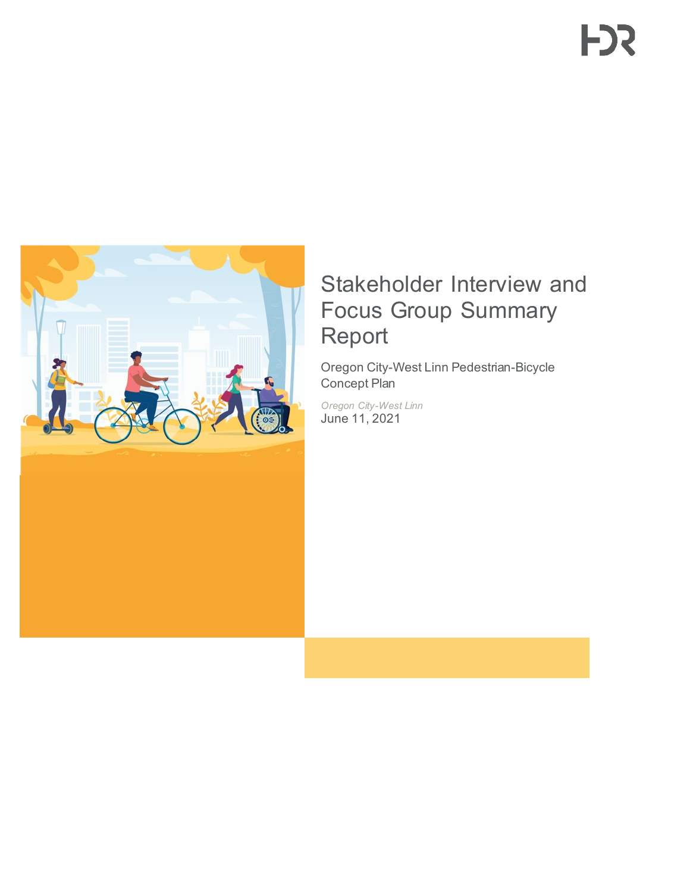# Stakeholder Interview and Focus Group Summary Report

Oregon City-West Linn Pedestrian-Bicycle Concept Plan

*Oregon City-West Linn*

June 11, 2021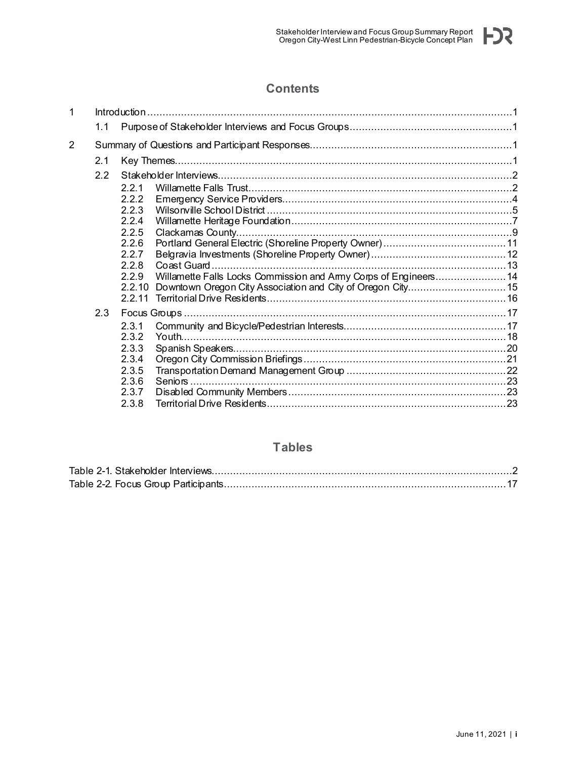# Contents

1 Introduction ........................................................................................................................ 1

  1.1 Purpose of Stakeholder Interviews and Focus Groups ................................................ 1

2 Summary of Questions and Participant Responses ........................................................... 1

  2.1 Key Themes ............................................................................................................. 1

  2.2 Stakeholder Interviews ............................................................................................. 2

    2.2.1 Willamette Falls Trust ........................................................................................ 2
    2.2.2 Emergency Service Providers ............................................................................. 4
    2.2.3 Wilsonville School District .................................................................................. 5
    2.2.4 Willamette Heritage Foundation ......................................................................... 7
    2.2.5 Clackamas County ............................................................................................ 9
    2.2.6 Portland General Electric (Shoreline Property Owner) ........................................ 11
    2.2.7 Belgravia Investments (Shoreline Property Owner) ............................................ 12
    2.2.8 Coast Guard ................................................................................................... 13
    2.2.9 Willamette Falls Locks Commission and Army Corps of Engineers ...................... 14
    2.2.10 Downtown Oregon City Association and City of Oregon City ............................... 15
    2.2.11 Territorial Drive Residents ............................................................................... 16

  2.3 Focus Groups ......................................................................................................... 17

    2.3.1 Community and Bicycle/Pedestrian Interests ..................................................... 17
    2.3.2 Youth .............................................................................................................. 18
    2.3.3 Spanish Speakers ............................................................................................ 20
    2.3.4 Oregon City Commission Briefings ................................................................... 21
    2.3.5 Transportation Demand Management Group ..................................................... 22
    2.3.6 Seniors ........................................................................................................... 23
    2.3.7 Disabled Community Members ......................................................................... 23
    2.3.8 Territorial Drive Residents ................................................................................ 23

# Tables

Table 2-1. Stakeholder Interviews ........................................................................................ 2

Table 2-2. Focus Group Participants ..................................................................................... 17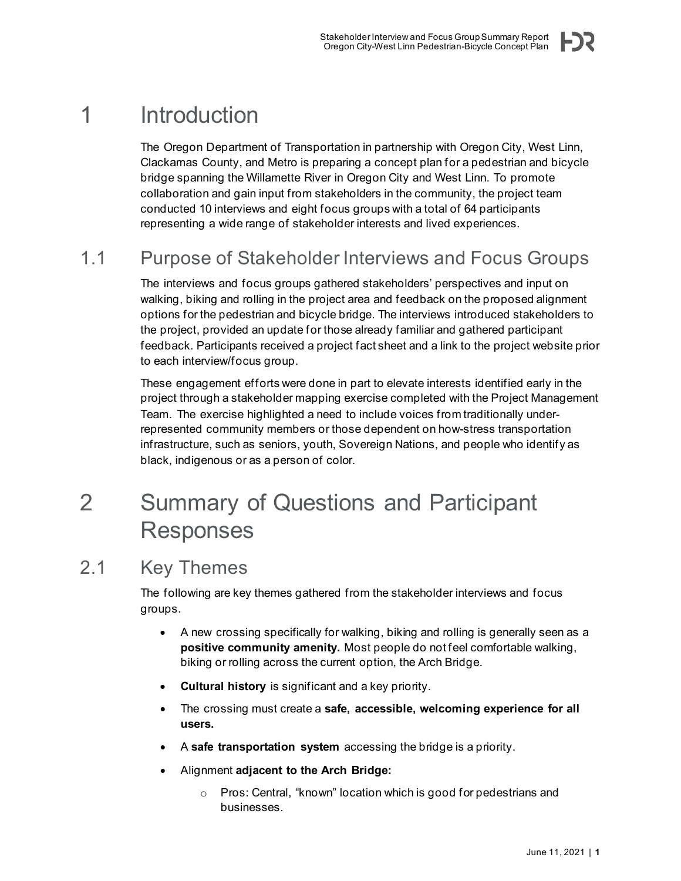# 1 Introduction

The Oregon Department of Transportation in partnership with Oregon City, West Linn, Clackamas County, and Metro is preparing a concept plan for a pedestrian and bicycle bridge spanning the Willamette River in Oregon City and West Linn. To promote collaboration and gain input from stakeholders in the community, the project team conducted 10 interviews and eight focus groups with a total of 64 participants representing a wide range of stakeholder interests and lived experiences.

## 1.1 Purpose of Stakeholder Interviews and Focus Groups

The interviews and focus groups gathered stakeholders' perspectives and input on walking, biking and rolling in the project area and feedback on the proposed alignment options for the pedestrian and bicycle bridge. The interviews introduced stakeholders to the project, provided an update for those already familiar and gathered participant feedback. Participants received a project fact sheet and a link to the project website prior to each interview/focus group.

These engagement efforts were done in part to elevate interests identified early in the project through a stakeholder mapping exercise completed with the Project Management Team. The exercise highlighted a need to include voices from traditionally under-represented community members or those dependent on how-stress transportation infrastructure, such as seniors, youth, Sovereign Nations, and people who identify as black, indigenous or as a person of color.

# 2 Summary of Questions and Participant Responses

## 2.1 Key Themes

The following are key themes gathered from the stakeholder interviews and focus groups.

- A new crossing specifically for walking, biking and rolling is generally seen as a **positive community amenity.** Most people do not feel comfortable walking, biking or rolling across the current option, the Arch Bridge.
- **Cultural history** is significant and a key priority.
- The crossing must create a **safe, accessible, welcoming experience for all users.**
- A **safe transportation system** accessing the bridge is a priority.
- Alignment **adjacent to the Arch Bridge:**
    - Pros: Central, "known" location which is good for pedestrians and businesses.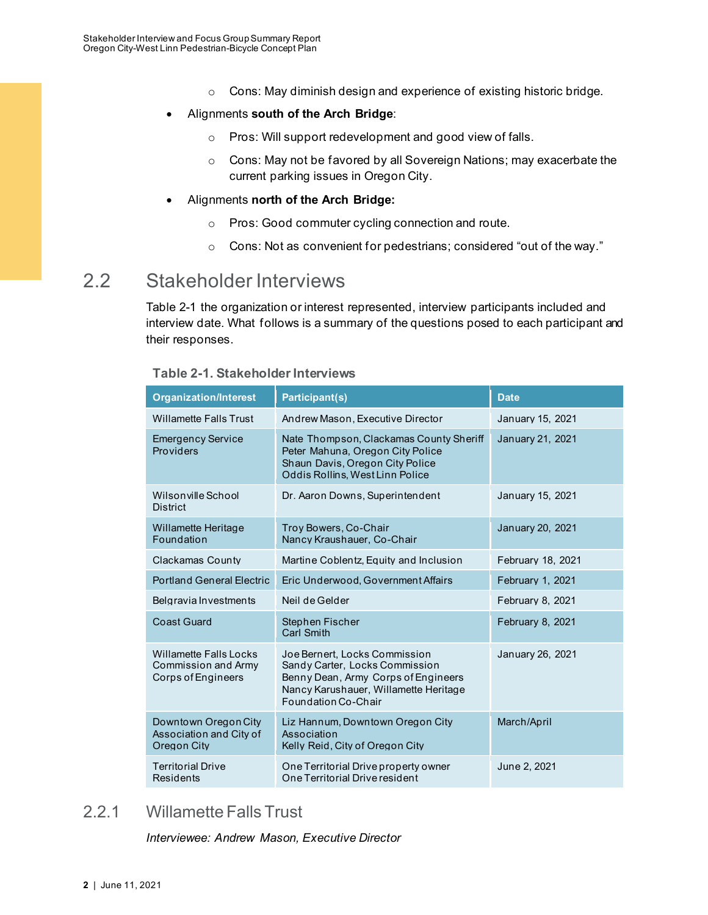- Cons: May diminish design and experience of existing historic bridge.

- Alignments **south of the Arch Bridge**:
  - Pros: Will support redevelopment and good view of falls.
  - Cons: May not be favored by all Sovereign Nations; may exacerbate the current parking issues in Oregon City.
- Alignments **north of the Arch Bridge:**
  - Pros: Good commuter cycling connection and route.
  - Cons: Not as convenient for pedestrians; considered "out of the way."

## 2.2 Stakeholder Interviews

Table 2-1 the organization or interest represented, interview participants included and interview date. What follows is a summary of the questions posed to each participant and their responses.

**Table 2-1. Stakeholder Interviews**

| Organization/Interest | Participant(s) | Date |
|---|---|---|
| Willamette Falls Trust | Andrew Mason, Executive Director | January 15, 2021 |
| Emergency Service Providers | Nate Thompson, Clackamas County Sheriff<br>Peter Mahuna, Oregon City Police<br>Shaun Davis, Oregon City Police<br>Oddis Rollins, West Linn Police | January 21, 2021 |
| Wilsonville School District | Dr. Aaron Downs, Superintendent | January 15, 2021 |
| Willamette Heritage Foundation | Troy Bowers, Co-Chair<br>Nancy Kraushauer, Co-Chair | January 20, 2021 |
| Clackamas County | Martine Coblentz, Equity and Inclusion | February 18, 2021 |
| Portland General Electric | Eric Underwood, Government Affairs | February 1, 2021 |
| Belgravia Investments | Neil de Gelder | February 8, 2021 |
| Coast Guard | Stephen Fischer<br>Carl Smith | February 8, 2021 |
| Willamette Falls Locks Commission and Army Corps of Engineers | Joe Bernert, Locks Commission<br>Sandy Carter, Locks Commission<br>Benny Dean, Army Corps of Engineers<br>Nancy Karushauer, Willamette Heritage Foundation Co-Chair | January 26, 2021 |
| Downtown Oregon City Association and City of Oregon City | Liz Hannum, Downtown Oregon City Association<br>Kelly Reid, City of Oregon City | March/April |
| Territorial Drive Residents | One Territorial Drive property owner<br>One Territorial Drive resident | June 2, 2021 |

### 2.2.1 Willamette Falls Trust

*Interviewee: Andrew Mason, Executive Director*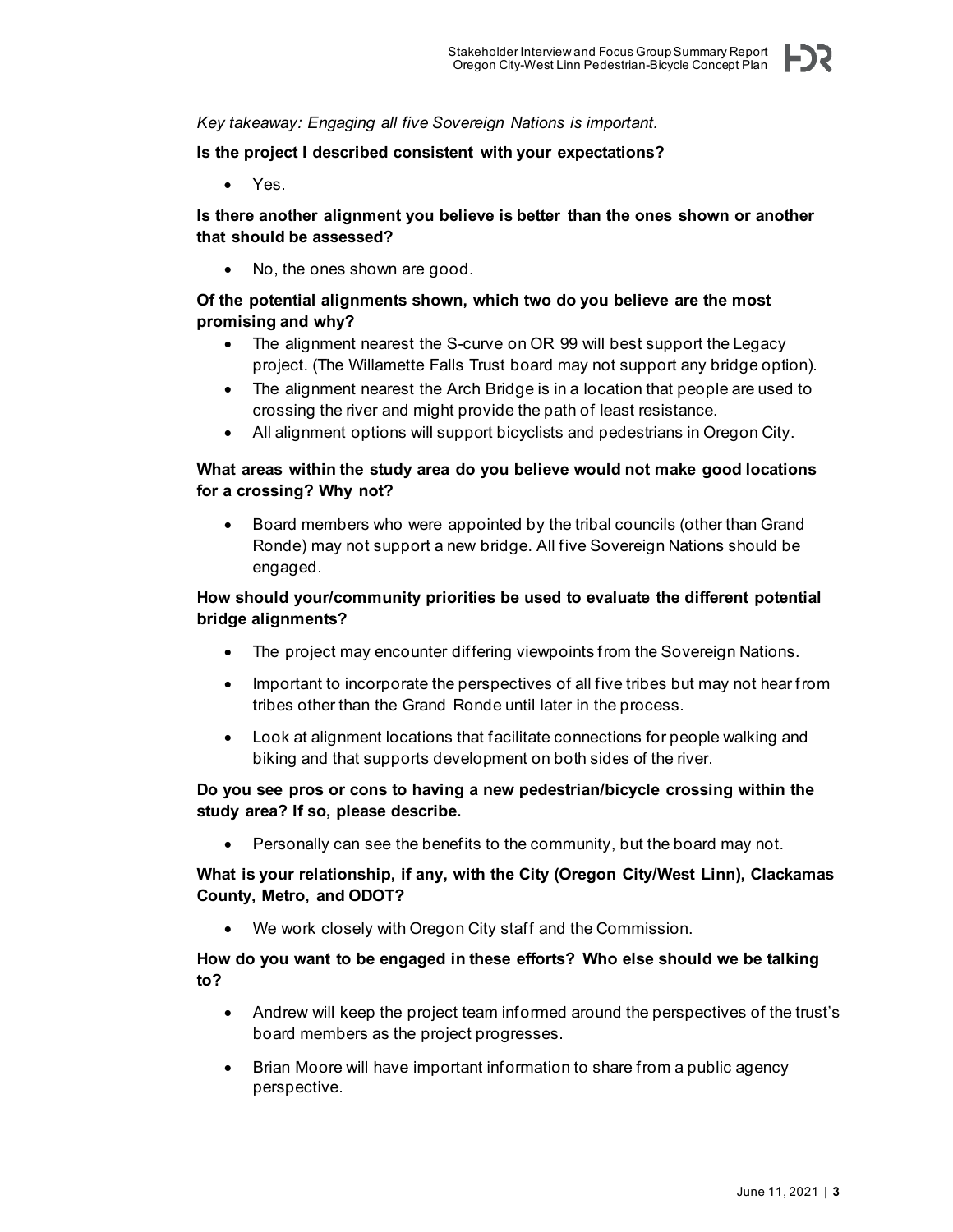*Key takeaway: Engaging all five Sovereign Nations is important.*

**Is the project I described consistent with your expectations?**

- Yes.

**Is there another alignment you believe is better than the ones shown or another that should be assessed?**

- No, the ones shown are good.

**Of the potential alignments shown, which two do you believe are the most promising and why?**

- The alignment nearest the S-curve on OR 99 will best support the Legacy project. (The Willamette Falls Trust board may not support any bridge option).
- The alignment nearest the Arch Bridge is in a location that people are used to crossing the river and might provide the path of least resistance.
- All alignment options will support bicyclists and pedestrians in Oregon City.

**What areas within the study area do you believe would not make good locations for a crossing? Why not?**

- Board members who were appointed by the tribal councils (other than Grand Ronde) may not support a new bridge. All five Sovereign Nations should be engaged.

**How should your/community priorities be used to evaluate the different potential bridge alignments?**

- The project may encounter differing viewpoints from the Sovereign Nations.
- Important to incorporate the perspectives of all five tribes but may not hear from tribes other than the Grand Ronde until later in the process.
- Look at alignment locations that facilitate connections for people walking and biking and that supports development on both sides of the river.

**Do you see pros or cons to having a new pedestrian/bicycle crossing within the study area? If so, please describe.**

- Personally can see the benefits to the community, but the board may not.

**What is your relationship, if any, with the City (Oregon City/West Linn), Clackamas County, Metro, and ODOT?**

- We work closely with Oregon City staff and the Commission.

**How do you want to be engaged in these efforts? Who else should we be talking to?**

- Andrew will keep the project team informed around the perspectives of the trust's board members as the project progresses.
- Brian Moore will have important information to share from a public agency perspective.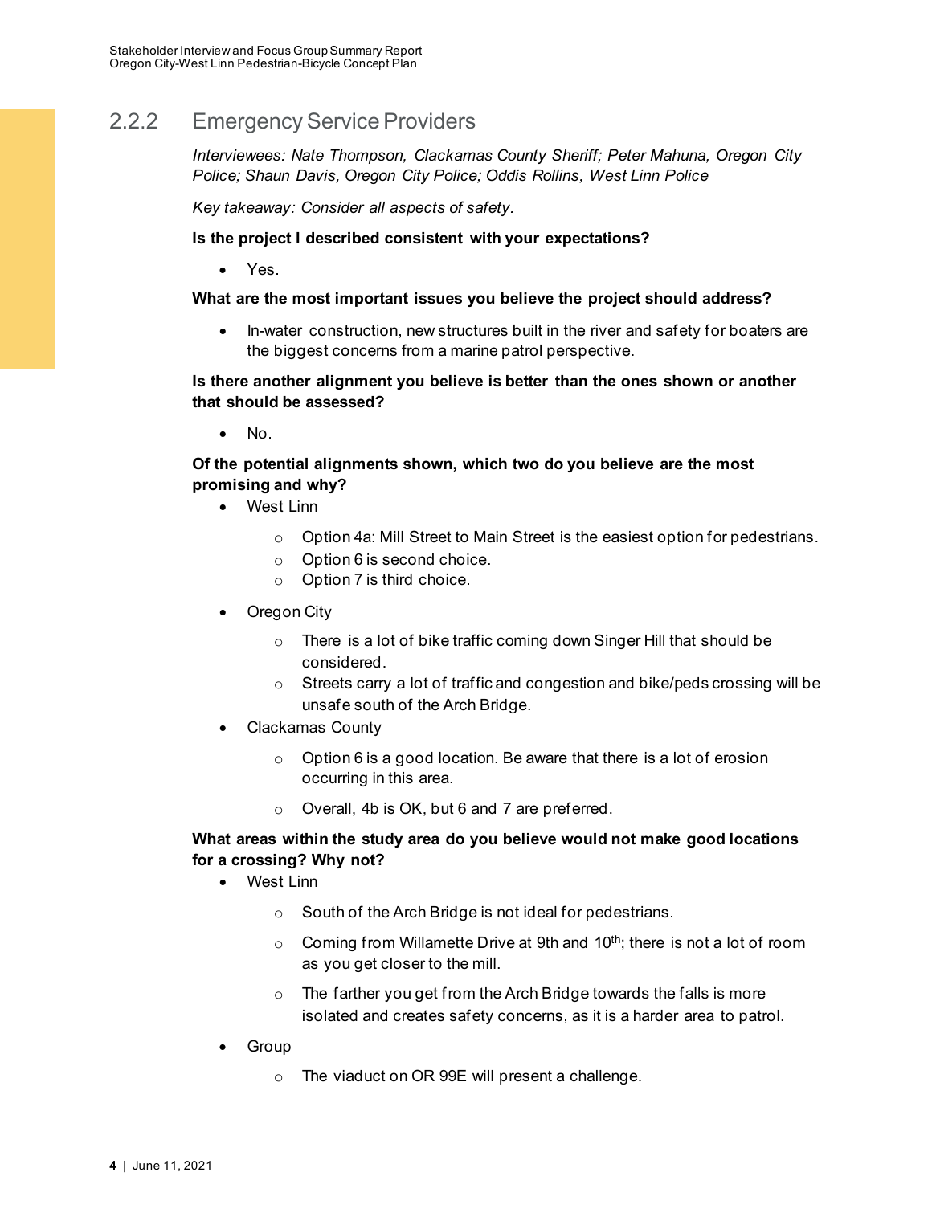### 2.2.2 Emergency Service Providers

*Interviewees: Nate Thompson, Clackamas County Sheriff; Peter Mahuna, Oregon City Police; Shaun Davis, Oregon City Police; Oddis Rollins, West Linn Police*

*Key takeaway: Consider all aspects of safety.*

**Is the project I described consistent with your expectations?**

- Yes.

**What are the most important issues you believe the project should address?**

- In-water construction, new structures built in the river and safety for boaters are the biggest concerns from a marine patrol perspective.

**Is there another alignment you believe is better than the ones shown or another that should be assessed?**

- No.

**Of the potential alignments shown, which two do you believe are the most promising and why?**

- West Linn
  - Option 4a: Mill Street to Main Street is the easiest option for pedestrians.
  - Option 6 is second choice.
  - Option 7 is third choice.
- Oregon City
  - There is a lot of bike traffic coming down Singer Hill that should be considered.
  - Streets carry a lot of traffic and congestion and bike/peds crossing will be unsafe south of the Arch Bridge.
- Clackamas County
  - Option 6 is a good location. Be aware that there is a lot of erosion occurring in this area.
  - Overall, 4b is OK, but 6 and 7 are preferred.

**What areas within the study area do you believe would not make good locations for a crossing? Why not?**

- West Linn
  - South of the Arch Bridge is not ideal for pedestrians.
  - Coming from Willamette Drive at 9th and 10th; there is not a lot of room as you get closer to the mill.
  - The farther you get from the Arch Bridge towards the falls is more isolated and creates safety concerns, as it is a harder area to patrol.
- Group
  - The viaduct on OR 99E will present a challenge.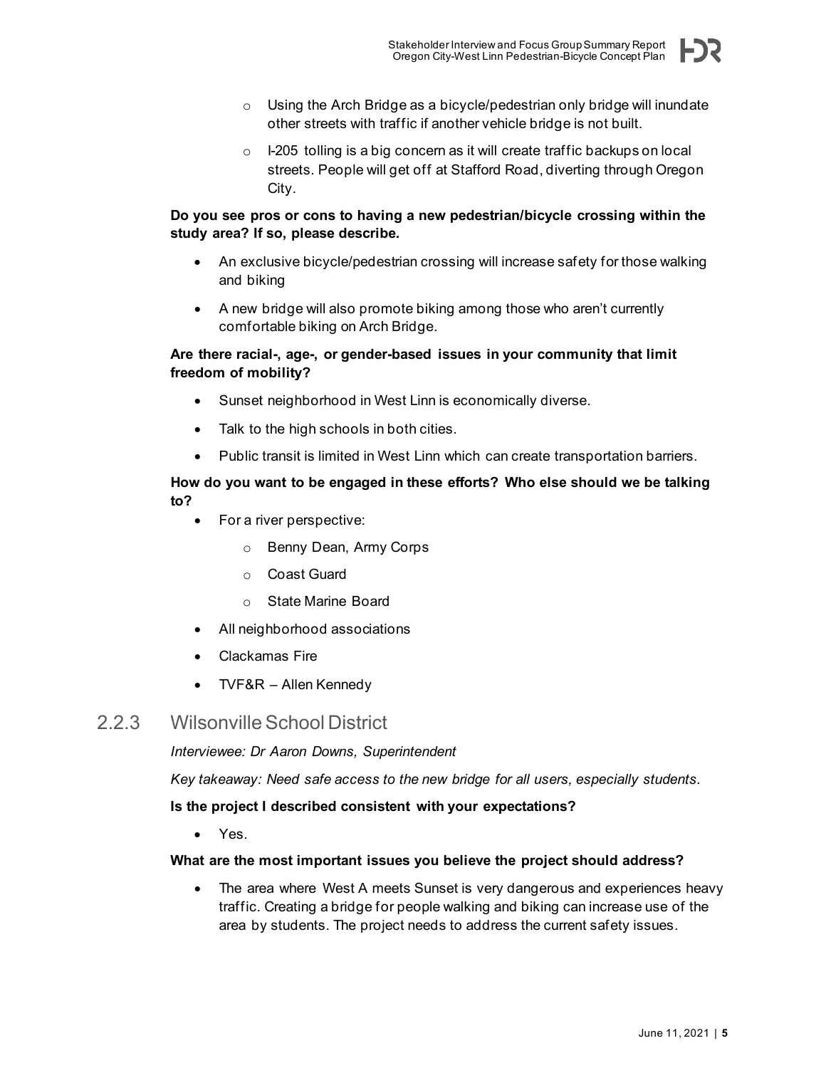- Using the Arch Bridge as a bicycle/pedestrian only bridge will inundate other streets with traffic if another vehicle bridge is not built.
  - I-205 tolling is a big concern as it will create traffic backups on local streets. People will get off at Stafford Road, diverting through Oregon City.

**Do you see pros or cons to having a new pedestrian/bicycle crossing within the study area? If so, please describe.**

- An exclusive bicycle/pedestrian crossing will increase safety for those walking and biking
- A new bridge will also promote biking among those who aren't currently comfortable biking on Arch Bridge.

**Are there racial-, age-, or gender-based issues in your community that limit freedom of mobility?**

- Sunset neighborhood in West Linn is economically diverse.
- Talk to the high schools in both cities.
- Public transit is limited in West Linn which can create transportation barriers.

**How do you want to be engaged in these efforts? Who else should we be talking to?**

- For a river perspective:
  - Benny Dean, Army Corps
  - Coast Guard
  - State Marine Board
- All neighborhood associations
- Clackamas Fire
- TVF&R – Allen Kennedy

### 2.2.3 Wilsonville School District

*Interviewee: Dr Aaron Downs, Superintendent*

*Key takeaway: Need safe access to the new bridge for all users, especially students.*

**Is the project I described consistent with your expectations?**

- Yes.

**What are the most important issues you believe the project should address?**

- The area where West A meets Sunset is very dangerous and experiences heavy traffic. Creating a bridge for people walking and biking can increase use of the area by students. The project needs to address the current safety issues.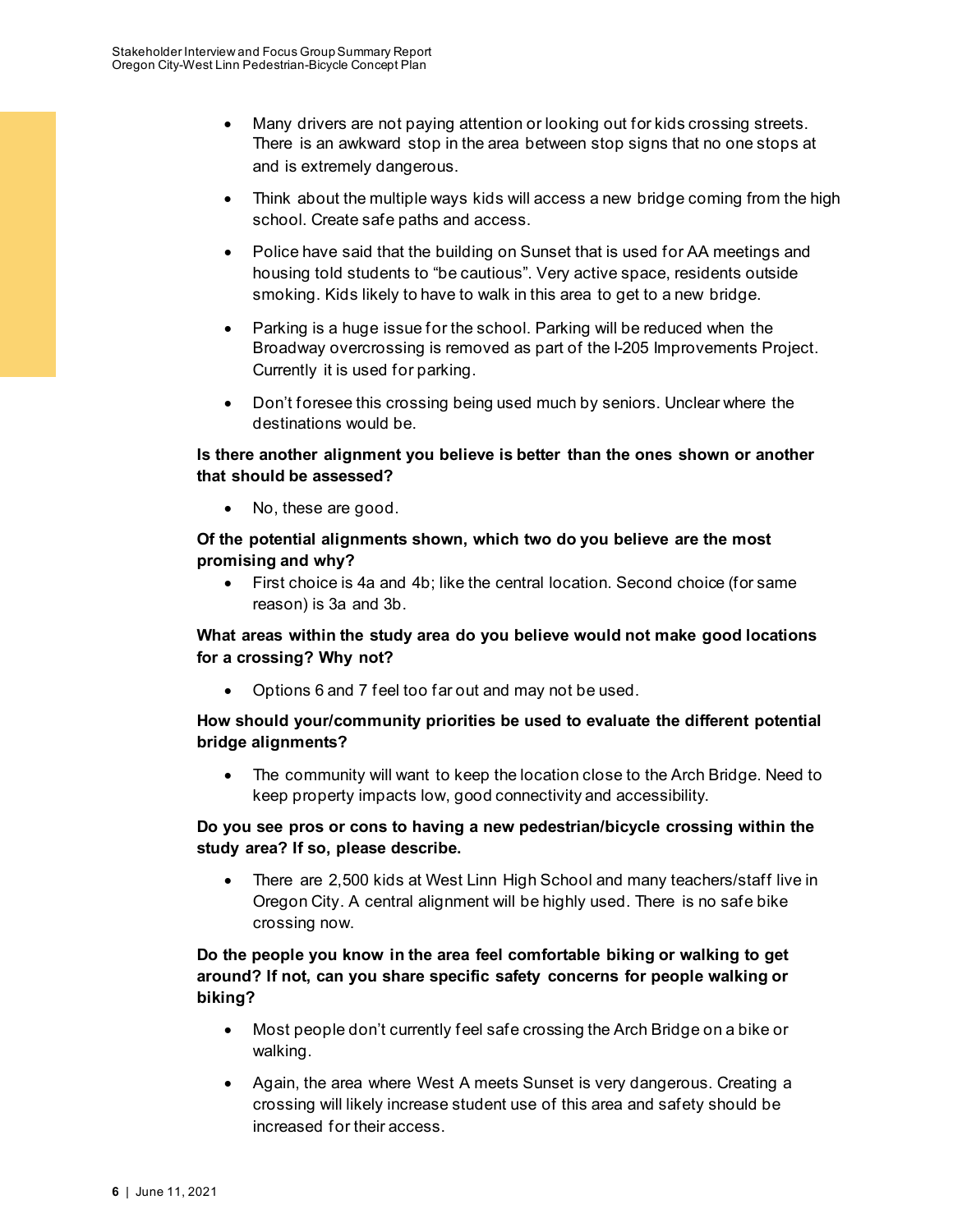- Many drivers are not paying attention or looking out for kids crossing streets. There is an awkward stop in the area between stop signs that no one stops at and is extremely dangerous.
- Think about the multiple ways kids will access a new bridge coming from the high school. Create safe paths and access.
- Police have said that the building on Sunset that is used for AA meetings and housing told students to "be cautious". Very active space, residents outside smoking. Kids likely to have to walk in this area to get to a new bridge.
- Parking is a huge issue for the school. Parking will be reduced when the Broadway overcrossing is removed as part of the I-205 Improvements Project. Currently it is used for parking.
- Don't foresee this crossing being used much by seniors. Unclear where the destinations would be.

**Is there another alignment you believe is better than the ones shown or another that should be assessed?**

- No, these are good.

**Of the potential alignments shown, which two do you believe are the most promising and why?**

- First choice is 4a and 4b; like the central location. Second choice (for same reason) is 3a and 3b.

**What areas within the study area do you believe would not make good locations for a crossing? Why not?**

- Options 6 and 7 feel too far out and may not be used.

**How should your/community priorities be used to evaluate the different potential bridge alignments?**

- The community will want to keep the location close to the Arch Bridge. Need to keep property impacts low, good connectivity and accessibility.

**Do you see pros or cons to having a new pedestrian/bicycle crossing within the study area? If so, please describe.**

- There are 2,500 kids at West Linn High School and many teachers/staff live in Oregon City. A central alignment will be highly used. There is no safe bike crossing now.

**Do the people you know in the area feel comfortable biking or walking to get around? If not, can you share specific safety concerns for people walking or biking?**

- Most people don't currently feel safe crossing the Arch Bridge on a bike or walking.
- Again, the area where West A meets Sunset is very dangerous. Creating a crossing will likely increase student use of this area and safety should be increased for their access.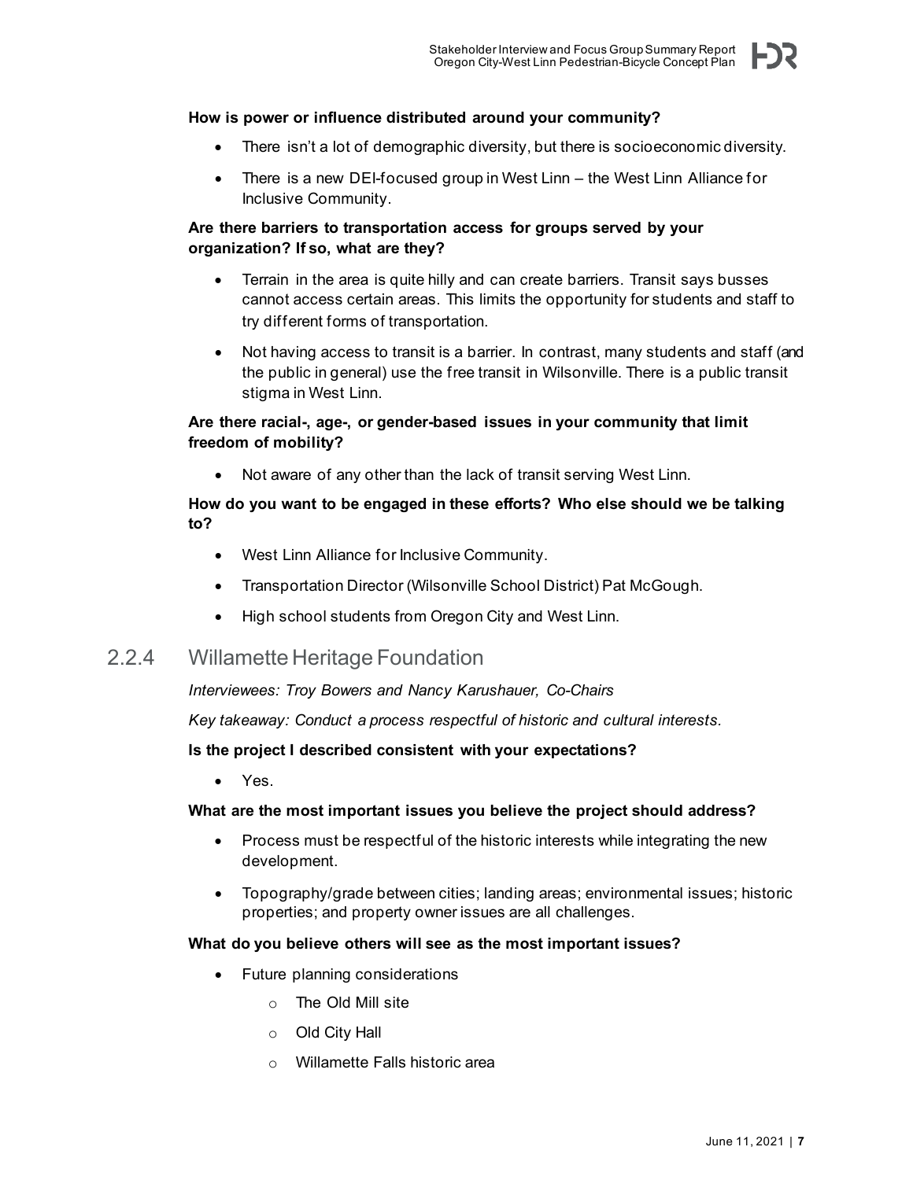**How is power or influence distributed around your community?**

- There isn't a lot of demographic diversity, but there is socioeconomic diversity.
- There is a new DEI-focused group in West Linn – the West Linn Alliance for Inclusive Community.

**Are there barriers to transportation access for groups served by your organization? If so, what are they?**

- Terrain in the area is quite hilly and can create barriers. Transit says busses cannot access certain areas. This limits the opportunity for students and staff to try different forms of transportation.
- Not having access to transit is a barrier. In contrast, many students and staff (and the public in general) use the free transit in Wilsonville. There is a public transit stigma in West Linn.

**Are there racial-, age-, or gender-based issues in your community that limit freedom of mobility?**

- Not aware of any other than the lack of transit serving West Linn.

**How do you want to be engaged in these efforts? Who else should we be talking to?**

- West Linn Alliance for Inclusive Community.
- Transportation Director (Wilsonville School District) Pat McGough.
- High school students from Oregon City and West Linn.

### 2.2.4 Willamette Heritage Foundation

*Interviewees: Troy Bowers and Nancy Karushauer, Co-Chairs*

*Key takeaway: Conduct a process respectful of historic and cultural interests.*

**Is the project I described consistent with your expectations?**

- Yes.

**What are the most important issues you believe the project should address?**

- Process must be respectful of the historic interests while integrating the new development.
- Topography/grade between cities; landing areas; environmental issues; historic properties; and property owner issues are all challenges.

**What do you believe others will see as the most important issues?**

- Future planning considerations
  - The Old Mill site
  - Old City Hall
  - Willamette Falls historic area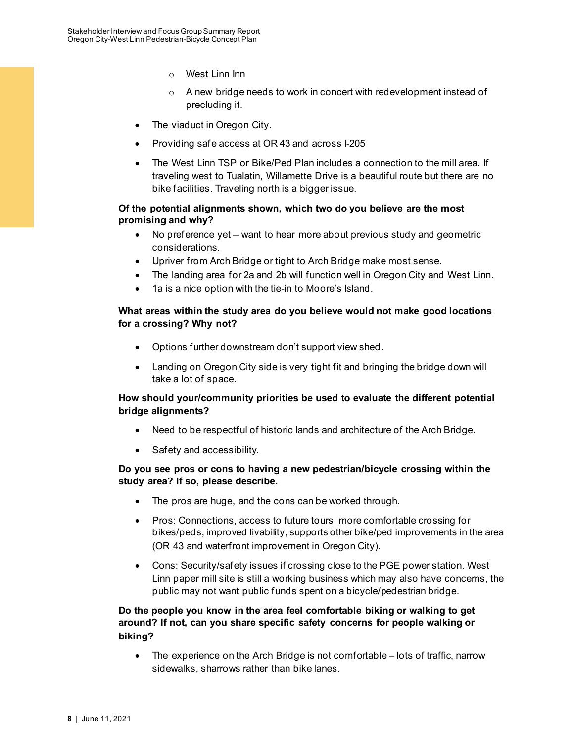- West Linn Inn
  - A new bridge needs to work in concert with redevelopment instead of precluding it.
- The viaduct in Oregon City.
- Providing safe access at OR 43 and across I-205
- The West Linn TSP or Bike/Ped Plan includes a connection to the mill area. If traveling west to Tualatin, Willamette Drive is a beautiful route but there are no bike facilities. Traveling north is a bigger issue.

**Of the potential alignments shown, which two do you believe are the most promising and why?**

- No preference yet – want to hear more about previous study and geometric considerations.
- Upriver from Arch Bridge or tight to Arch Bridge make most sense.
- The landing area for 2a and 2b will function well in Oregon City and West Linn.
- 1a is a nice option with the tie-in to Moore's Island.

**What areas within the study area do you believe would not make good locations for a crossing? Why not?**

- Options further downstream don't support view shed.
- Landing on Oregon City side is very tight fit and bringing the bridge down will take a lot of space.

**How should your/community priorities be used to evaluate the different potential bridge alignments?**

- Need to be respectful of historic lands and architecture of the Arch Bridge.
- Safety and accessibility.

**Do you see pros or cons to having a new pedestrian/bicycle crossing within the study area? If so, please describe.**

- The pros are huge, and the cons can be worked through.
- Pros: Connections, access to future tours, more comfortable crossing for bikes/peds, improved livability, supports other bike/ped improvements in the area (OR 43 and waterfront improvement in Oregon City).
- Cons: Security/safety issues if crossing close to the PGE power station. West Linn paper mill site is still a working business which may also have concerns, the public may not want public funds spent on a bicycle/pedestrian bridge.

**Do the people you know in the area feel comfortable biking or walking to get around? If not, can you share specific safety concerns for people walking or biking?**

- The experience on the Arch Bridge is not comfortable – lots of traffic, narrow sidewalks, sharrows rather than bike lanes.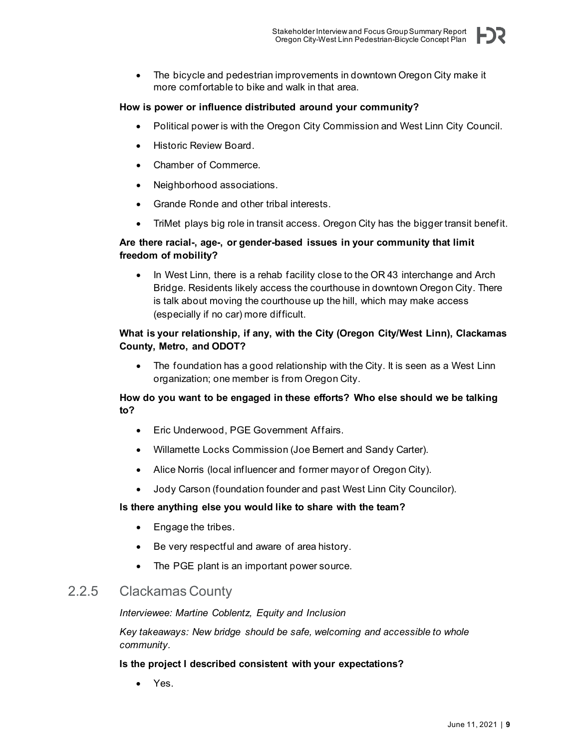- The bicycle and pedestrian improvements in downtown Oregon City make it more comfortable to bike and walk in that area.

**How is power or influence distributed around your community?**

- Political power is with the Oregon City Commission and West Linn City Council.
- Historic Review Board.
- Chamber of Commerce.
- Neighborhood associations.
- Grande Ronde and other tribal interests.
- TriMet plays big role in transit access. Oregon City has the bigger transit benefit.

**Are there racial-, age-, or gender-based issues in your community that limit freedom of mobility?**

- In West Linn, there is a rehab facility close to the OR 43 interchange and Arch Bridge. Residents likely access the courthouse in downtown Oregon City. There is talk about moving the courthouse up the hill, which may make access (especially if no car) more difficult.

**What is your relationship, if any, with the City (Oregon City/West Linn), Clackamas County, Metro, and ODOT?**

- The foundation has a good relationship with the City. It is seen as a West Linn organization; one member is from Oregon City.

**How do you want to be engaged in these efforts? Who else should we be talking to?**

- Eric Underwood, PGE Government Affairs.
- Willamette Locks Commission (Joe Bernert and Sandy Carter).
- Alice Norris (local influencer and former mayor of Oregon City).
- Jody Carson (foundation founder and past West Linn City Councilor).

**Is there anything else you would like to share with the team?**

- Engage the tribes.
- Be very respectful and aware of area history.
- The PGE plant is an important power source.

### 2.2.5 Clackamas County

*Interviewee: Martine Coblentz, Equity and Inclusion*

*Key takeaways: New bridge should be safe, welcoming and accessible to whole community.*

**Is the project I described consistent with your expectations?**

- Yes.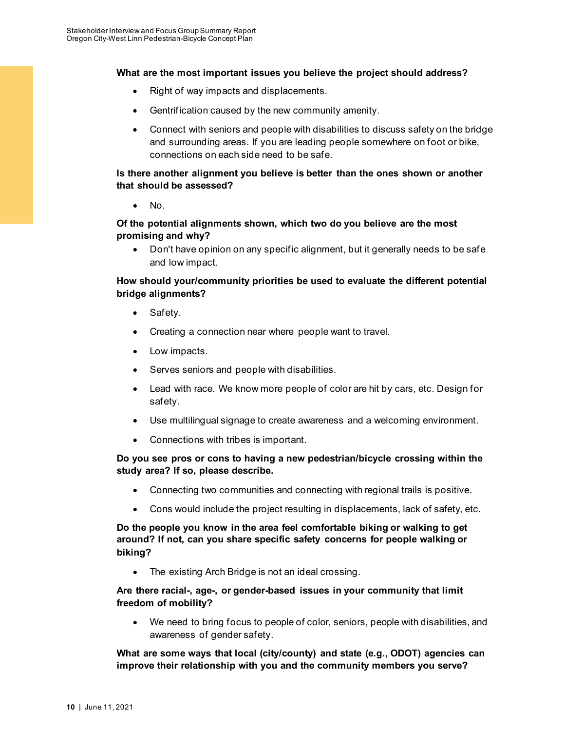**What are the most important issues you believe the project should address?**

- Right of way impacts and displacements.
- Gentrification caused by the new community amenity.
- Connect with seniors and people with disabilities to discuss safety on the bridge and surrounding areas. If you are leading people somewhere on foot or bike, connections on each side need to be safe.

**Is there another alignment you believe is better than the ones shown or another that should be assessed?**

- No.

**Of the potential alignments shown, which two do you believe are the most promising and why?**

- Don't have opinion on any specific alignment, but it generally needs to be safe and low impact.

**How should your/community priorities be used to evaluate the different potential bridge alignments?**

- Safety.
- Creating a connection near where people want to travel.
- Low impacts.
- Serves seniors and people with disabilities.
- Lead with race. We know more people of color are hit by cars, etc. Design for safety.
- Use multilingual signage to create awareness and a welcoming environment.
- Connections with tribes is important.

**Do you see pros or cons to having a new pedestrian/bicycle crossing within the study area? If so, please describe.**

- Connecting two communities and connecting with regional trails is positive.
- Cons would include the project resulting in displacements, lack of safety, etc.

**Do the people you know in the area feel comfortable biking or walking to get around? If not, can you share specific safety concerns for people walking or biking?**

- The existing Arch Bridge is not an ideal crossing.

**Are there racial-, age-, or gender-based issues in your community that limit freedom of mobility?**

- We need to bring focus to people of color, seniors, people with disabilities, and awareness of gender safety.

**What are some ways that local (city/county) and state (e.g., ODOT) agencies can improve their relationship with you and the community members you serve?**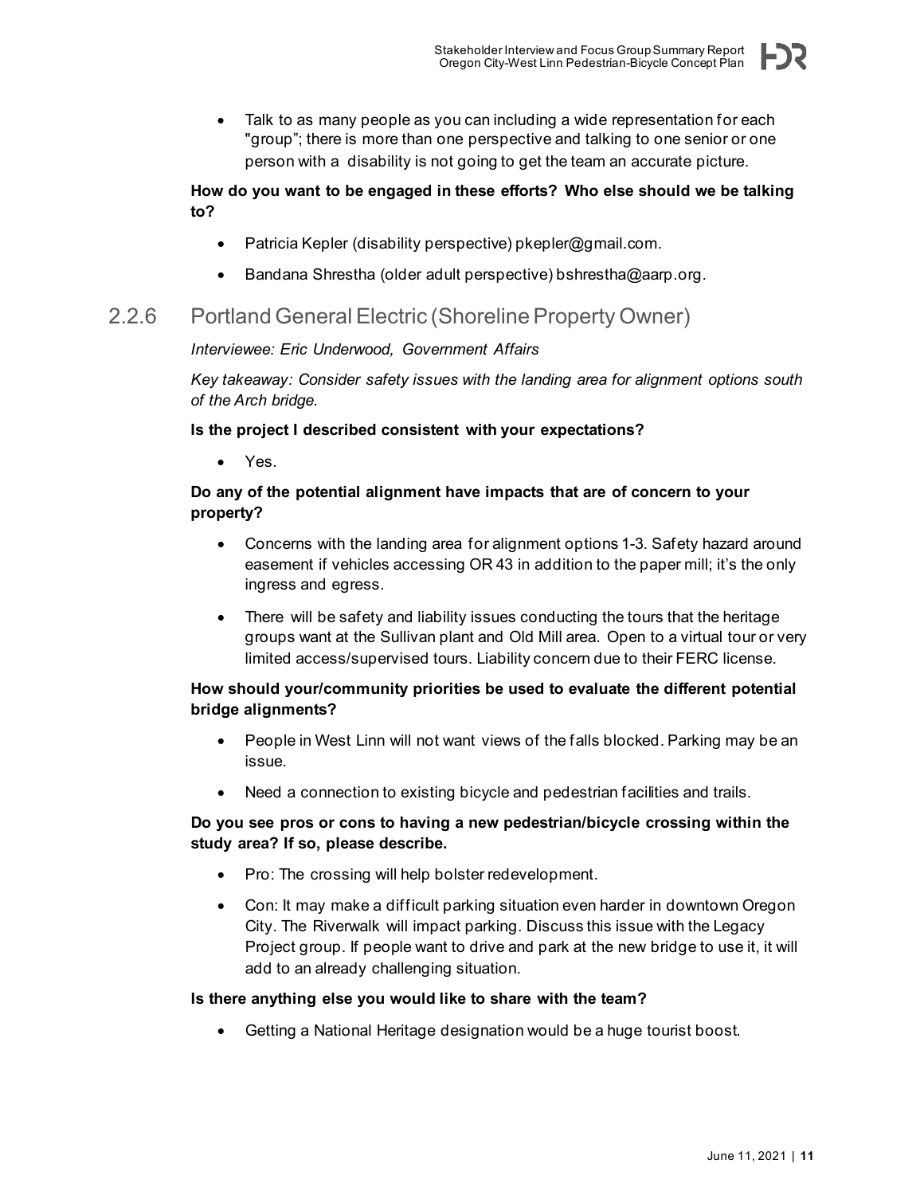- Talk to as many people as you can including a wide representation for each "group"; there is more than one perspective and talking to one senior or one person with a disability is not going to get the team an accurate picture.

**How do you want to be engaged in these efforts? Who else should we be talking to?**

- Patricia Kepler (disability perspective) pkepler@gmail.com.
- Bandana Shrestha (older adult perspective) bshrestha@aarp.org.

### 2.2.6 Portland General Electric (Shoreline Property Owner)

*Interviewee: Eric Underwood, Government Affairs*

*Key takeaway: Consider safety issues with the landing area for alignment options south of the Arch bridge.*

**Is the project I described consistent with your expectations?**

- Yes.

**Do any of the potential alignment have impacts that are of concern to your property?**

- Concerns with the landing area for alignment options 1-3. Safety hazard around easement if vehicles accessing OR 43 in addition to the paper mill; it's the only ingress and egress.
- There will be safety and liability issues conducting the tours that the heritage groups want at the Sullivan plant and Old Mill area. Open to a virtual tour or very limited access/supervised tours. Liability concern due to their FERC license.

**How should your/community priorities be used to evaluate the different potential bridge alignments?**

- People in West Linn will not want views of the falls blocked. Parking may be an issue.
- Need a connection to existing bicycle and pedestrian facilities and trails.

**Do you see pros or cons to having a new pedestrian/bicycle crossing within the study area? If so, please describe.**

- Pro: The crossing will help bolster redevelopment.
- Con: It may make a difficult parking situation even harder in downtown Oregon City. The Riverwalk will impact parking. Discuss this issue with the Legacy Project group. If people want to drive and park at the new bridge to use it, it will add to an already challenging situation.

**Is there anything else you would like to share with the team?**

- Getting a National Heritage designation would be a huge tourist boost.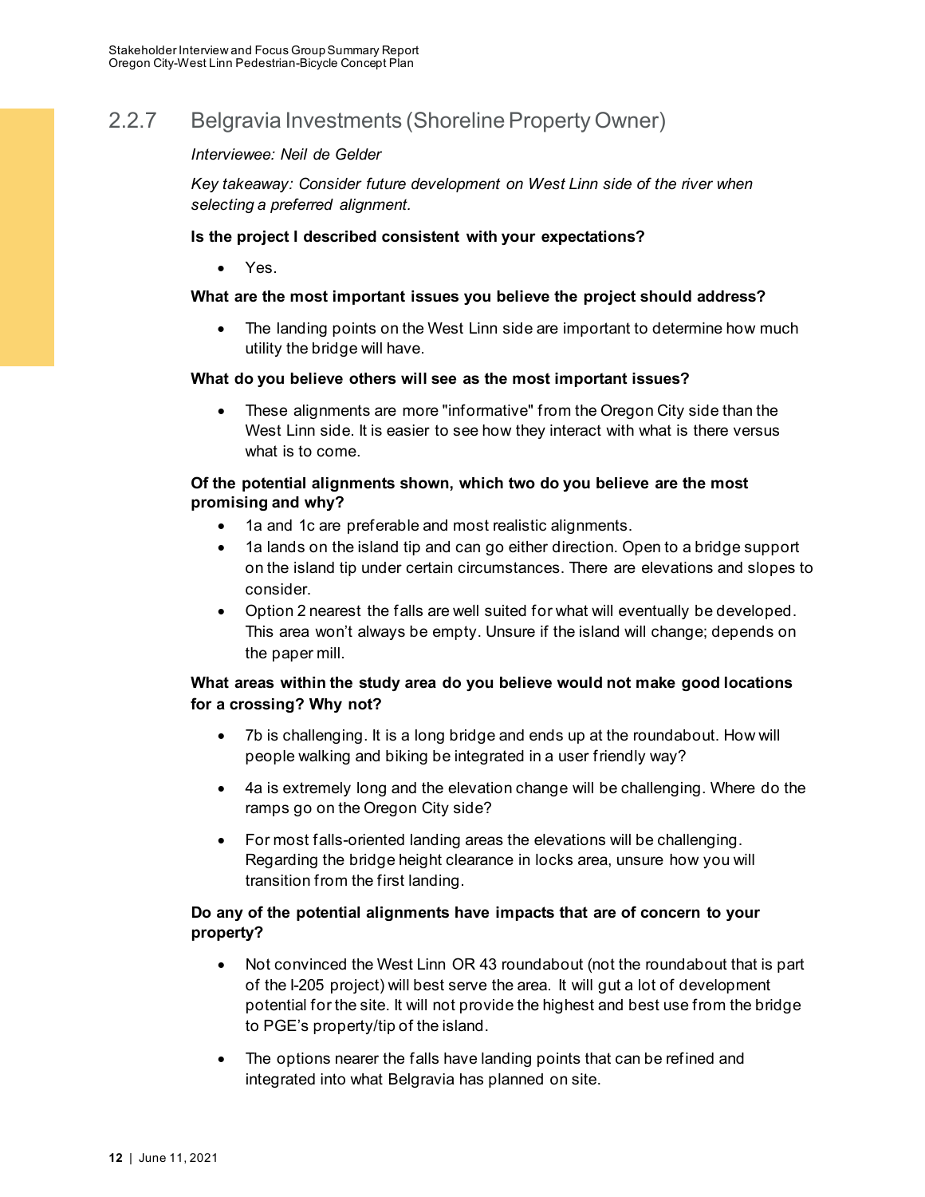### 2.2.7 Belgravia Investments (Shoreline Property Owner)

*Interviewee: Neil de Gelder*

*Key takeaway: Consider future development on West Linn side of the river when selecting a preferred alignment.*

**Is the project I described consistent with your expectations?**

- Yes.

**What are the most important issues you believe the project should address?**

- The landing points on the West Linn side are important to determine how much utility the bridge will have.

**What do you believe others will see as the most important issues?**

- These alignments are more "informative" from the Oregon City side than the West Linn side. It is easier to see how they interact with what is there versus what is to come.

**Of the potential alignments shown, which two do you believe are the most promising and why?**

- 1a and 1c are preferable and most realistic alignments.
- 1a lands on the island tip and can go either direction. Open to a bridge support on the island tip under certain circumstances. There are elevations and slopes to consider.
- Option 2 nearest the falls are well suited for what will eventually be developed. This area won't always be empty. Unsure if the island will change; depends on the paper mill.

**What areas within the study area do you believe would not make good locations for a crossing? Why not?**

- 7b is challenging. It is a long bridge and ends up at the roundabout. How will people walking and biking be integrated in a user friendly way?
- 4a is extremely long and the elevation change will be challenging. Where do the ramps go on the Oregon City side?
- For most falls-oriented landing areas the elevations will be challenging. Regarding the bridge height clearance in locks area, unsure how you will transition from the first landing.

**Do any of the potential alignments have impacts that are of concern to your property?**

- Not convinced the West Linn OR 43 roundabout (not the roundabout that is part of the I-205 project) will best serve the area. It will gut a lot of development potential for the site. It will not provide the highest and best use from the bridge to PGE's property/tip of the island.
- The options nearer the falls have landing points that can be refined and integrated into what Belgravia has planned on site.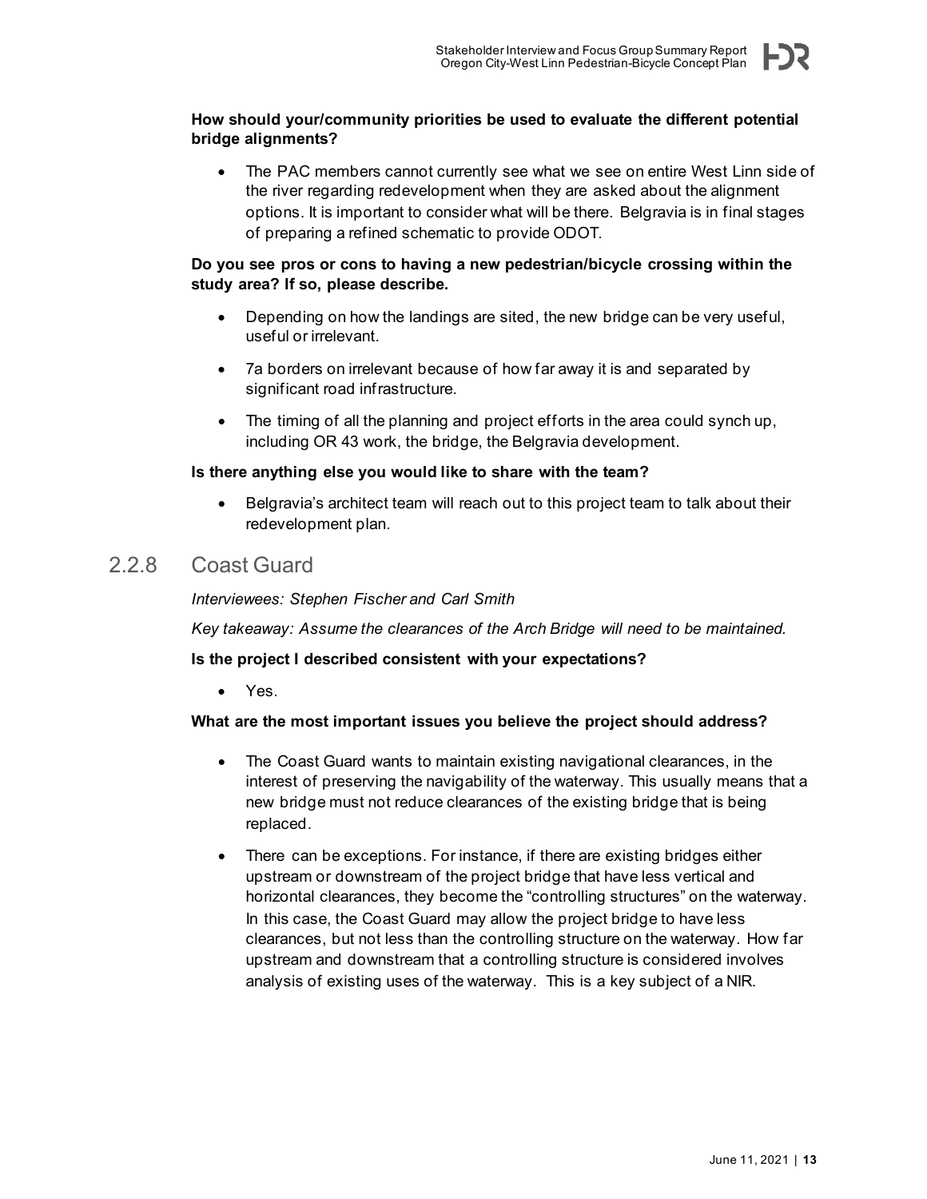**How should your/community priorities be used to evaluate the different potential bridge alignments?**

- The PAC members cannot currently see what we see on entire West Linn side of the river regarding redevelopment when they are asked about the alignment options. It is important to consider what will be there. Belgravia is in final stages of preparing a refined schematic to provide ODOT.

**Do you see pros or cons to having a new pedestrian/bicycle crossing within the study area? If so, please describe.**

- Depending on how the landings are sited, the new bridge can be very useful, useful or irrelevant.
- 7a borders on irrelevant because of how far away it is and separated by significant road infrastructure.
- The timing of all the planning and project efforts in the area could synch up, including OR 43 work, the bridge, the Belgravia development.

**Is there anything else you would like to share with the team?**

- Belgravia's architect team will reach out to this project team to talk about their redevelopment plan.

### 2.2.8 Coast Guard

*Interviewees: Stephen Fischer and Carl Smith*

*Key takeaway: Assume the clearances of the Arch Bridge will need to be maintained.*

**Is the project I described consistent with your expectations?**

- Yes.

**What are the most important issues you believe the project should address?**

- The Coast Guard wants to maintain existing navigational clearances, in the interest of preserving the navigability of the waterway. This usually means that a new bridge must not reduce clearances of the existing bridge that is being replaced.
- There can be exceptions. For instance, if there are existing bridges either upstream or downstream of the project bridge that have less vertical and horizontal clearances, they become the "controlling structures" on the waterway. In this case, the Coast Guard may allow the project bridge to have less clearances, but not less than the controlling structure on the waterway. How far upstream and downstream that a controlling structure is considered involves analysis of existing uses of the waterway. This is a key subject of a NIR.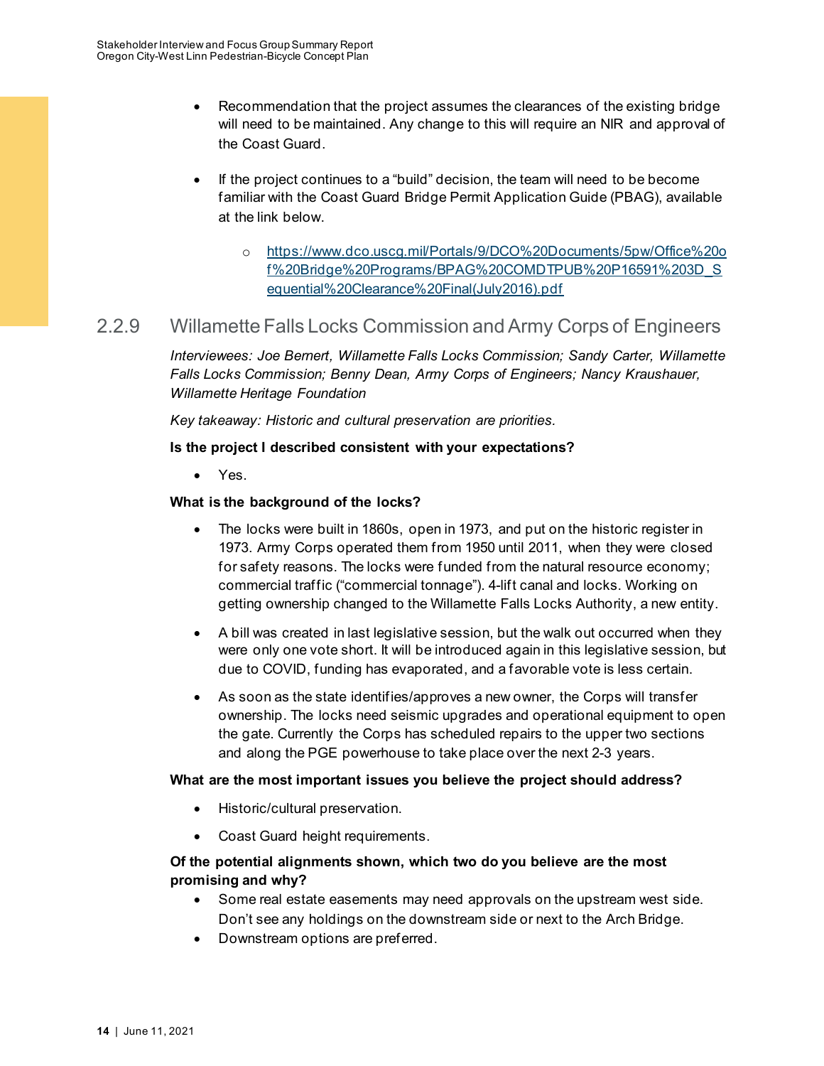- Recommendation that the project assumes the clearances of the existing bridge will need to be maintained. Any change to this will require an NIR and approval of the Coast Guard.
- If the project continues to a "build" decision, the team will need to be become familiar with the Coast Guard Bridge Permit Application Guide (PBAG), available at the link below.
  - https://www.dco.uscg.mil/Portals/9/DCO%20Documents/5pw/Office%20of%20Bridge%20Programs/BPAG%20COMDTPUB%20P16591%203D_Sequential%20Clearance%20Final(July2016).pdf

### 2.2.9 Willamette Falls Locks Commission and Army Corps of Engineers

*Interviewees: Joe Bernert, Willamette Falls Locks Commission; Sandy Carter, Willamette Falls Locks Commission; Benny Dean, Army Corps of Engineers; Nancy Kraushauer, Willamette Heritage Foundation*

*Key takeaway: Historic and cultural preservation are priorities.*

**Is the project I described consistent with your expectations?**

- Yes.

**What is the background of the locks?**

- The locks were built in 1860s, open in 1973, and put on the historic register in 1973. Army Corps operated them from 1950 until 2011, when they were closed for safety reasons. The locks were funded from the natural resource economy; commercial traffic ("commercial tonnage"). 4-lift canal and locks. Working on getting ownership changed to the Willamette Falls Locks Authority, a new entity.
- A bill was created in last legislative session, but the walk out occurred when they were only one vote short. It will be introduced again in this legislative session, but due to COVID, funding has evaporated, and a favorable vote is less certain.
- As soon as the state identifies/approves a new owner, the Corps will transfer ownership. The locks need seismic upgrades and operational equipment to open the gate. Currently the Corps has scheduled repairs to the upper two sections and along the PGE powerhouse to take place over the next 2-3 years.

**What are the most important issues you believe the project should address?**

- Historic/cultural preservation.
- Coast Guard height requirements.

**Of the potential alignments shown, which two do you believe are the most promising and why?**

- Some real estate easements may need approvals on the upstream west side. Don't see any holdings on the downstream side or next to the Arch Bridge.
- Downstream options are preferred.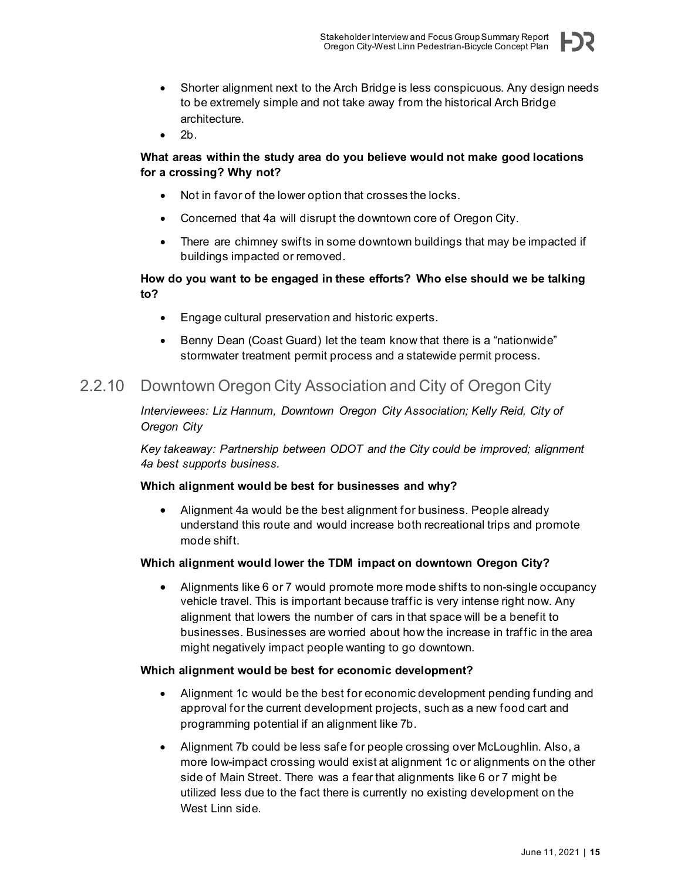- Shorter alignment next to the Arch Bridge is less conspicuous. Any design needs to be extremely simple and not take away from the historical Arch Bridge architecture.
- 2b.

**What areas within the study area do you believe would not make good locations for a crossing? Why not?**

- Not in favor of the lower option that crosses the locks.
- Concerned that 4a will disrupt the downtown core of Oregon City.
- There are chimney swifts in some downtown buildings that may be impacted if buildings impacted or removed.

**How do you want to be engaged in these efforts? Who else should we be talking to?**

- Engage cultural preservation and historic experts.
- Benny Dean (Coast Guard) let the team know that there is a "nationwide" stormwater treatment permit process and a statewide permit process.

### 2.2.10 Downtown Oregon City Association and City of Oregon City

*Interviewees: Liz Hannum, Downtown Oregon City Association; Kelly Reid, City of Oregon City*

*Key takeaway: Partnership between ODOT and the City could be improved; alignment 4a best supports business.*

**Which alignment would be best for businesses and why?**

- Alignment 4a would be the best alignment for business. People already understand this route and would increase both recreational trips and promote mode shift.

**Which alignment would lower the TDM impact on downtown Oregon City?**

- Alignments like 6 or 7 would promote more mode shifts to non-single occupancy vehicle travel. This is important because traffic is very intense right now. Any alignment that lowers the number of cars in that space will be a benefit to businesses. Businesses are worried about how the increase in traffic in the area might negatively impact people wanting to go downtown.

**Which alignment would be best for economic development?**

- Alignment 1c would be the best for economic development pending funding and approval for the current development projects, such as a new food cart and programming potential if an alignment like 7b.
- Alignment 7b could be less safe for people crossing over McLoughlin. Also, a more low-impact crossing would exist at alignment 1c or alignments on the other side of Main Street. There was a fear that alignments like 6 or 7 might be utilized less due to the fact there is currently no existing development on the West Linn side.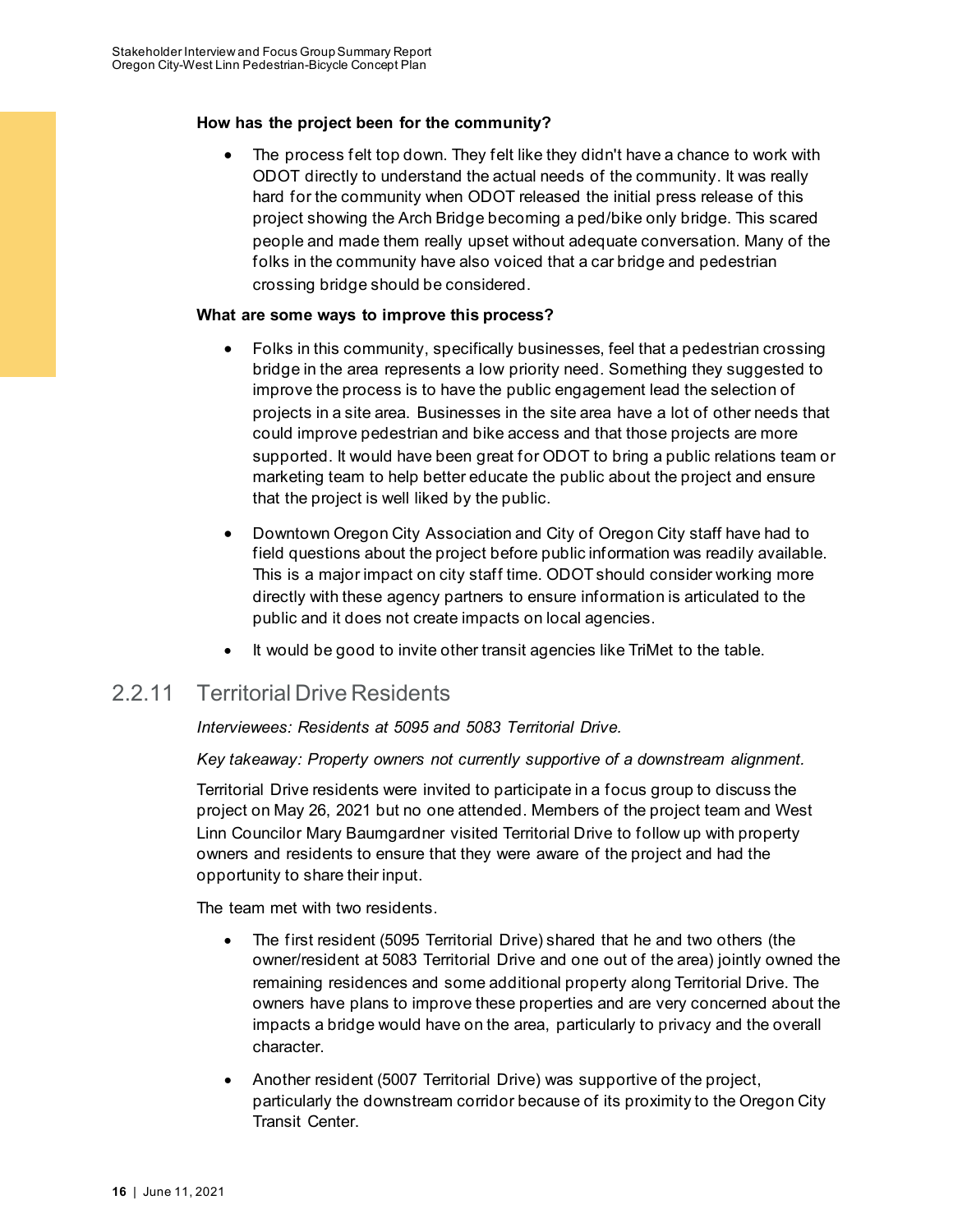**How has the project been for the community?**

- The process felt top down. They felt like they didn't have a chance to work with ODOT directly to understand the actual needs of the community. It was really hard for the community when ODOT released the initial press release of this project showing the Arch Bridge becoming a ped/bike only bridge. This scared people and made them really upset without adequate conversation. Many of the folks in the community have also voiced that a car bridge and pedestrian crossing bridge should be considered.

**What are some ways to improve this process?**

- Folks in this community, specifically businesses, feel that a pedestrian crossing bridge in the area represents a low priority need. Something they suggested to improve the process is to have the public engagement lead the selection of projects in a site area. Businesses in the site area have a lot of other needs that could improve pedestrian and bike access and that those projects are more supported. It would have been great for ODOT to bring a public relations team or marketing team to help better educate the public about the project and ensure that the project is well liked by the public.
- Downtown Oregon City Association and City of Oregon City staff have had to field questions about the project before public information was readily available. This is a major impact on city staff time. ODOT should consider working more directly with these agency partners to ensure information is articulated to the public and it does not create impacts on local agencies.
- It would be good to invite other transit agencies like TriMet to the table.

### 2.2.11 Territorial Drive Residents

*Interviewees: Residents at 5095 and 5083 Territorial Drive.*

*Key takeaway: Property owners not currently supportive of a downstream alignment.*

Territorial Drive residents were invited to participate in a focus group to discuss the project on May 26, 2021 but no one attended. Members of the project team and West Linn Councilor Mary Baumgardner visited Territorial Drive to follow up with property owners and residents to ensure that they were aware of the project and had the opportunity to share their input.

The team met with two residents.

- The first resident (5095 Territorial Drive) shared that he and two others (the owner/resident at 5083 Territorial Drive and one out of the area) jointly owned the remaining residences and some additional property along Territorial Drive. The owners have plans to improve these properties and are very concerned about the impacts a bridge would have on the area, particularly to privacy and the overall character.
- Another resident (5007 Territorial Drive) was supportive of the project, particularly the downstream corridor because of its proximity to the Oregon City Transit Center.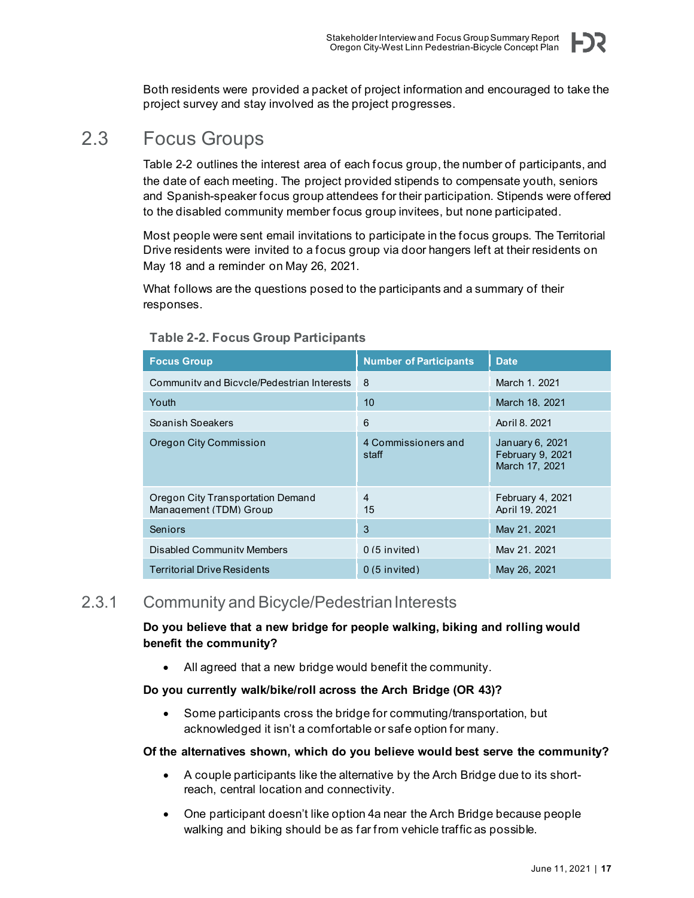Both residents were provided a packet of project information and encouraged to take the project survey and stay involved as the project progresses.

## 2.3 Focus Groups

Table 2-2 outlines the interest area of each focus group, the number of participants, and the date of each meeting. The project provided stipends to compensate youth, seniors and Spanish-speaker focus group attendees for their participation. Stipends were offered to the disabled community member focus group invitees, but none participated.

Most people were sent email invitations to participate in the focus groups. The Territorial Drive residents were invited to a focus group via door hangers left at their residents on May 18 and a reminder on May 26, 2021.

What follows are the questions posed to the participants and a summary of their responses.

**Table 2-2. Focus Group Participants**

| Focus Group | Number of Participants | Date |
|---|---|---|
| Community and Bicycle/Pedestrian Interests | 8 | March 1, 2021 |
| Youth | 10 | March 18, 2021 |
| Spanish Speakers | 6 | April 8, 2021 |
| Oregon City Commission | 4 Commissioners and staff | January 6, 2021<br>February 9, 2021<br>March 17, 2021 |
| Oregon City Transportation Demand Management (TDM) Group | 4<br>15 | February 4, 2021<br>April 19, 2021 |
| Seniors | 3 | May 21, 2021 |
| Disabled Community Members | 0 (5 invited) | May 21, 2021 |
| Territorial Drive Residents | 0 (5 invited) | May 26, 2021 |

### 2.3.1 Community and Bicycle/Pedestrian Interests

**Do you believe that a new bridge for people walking, biking and rolling would benefit the community?**

- All agreed that a new bridge would benefit the community.

**Do you currently walk/bike/roll across the Arch Bridge (OR 43)?**

- Some participants cross the bridge for commuting/transportation, but acknowledged it isn't a comfortable or safe option for many.

**Of the alternatives shown, which do you believe would best serve the community?**

- A couple participants like the alternative by the Arch Bridge due to its short-reach, central location and connectivity.
- One participant doesn't like option 4a near the Arch Bridge because people walking and biking should be as far from vehicle traffic as possible.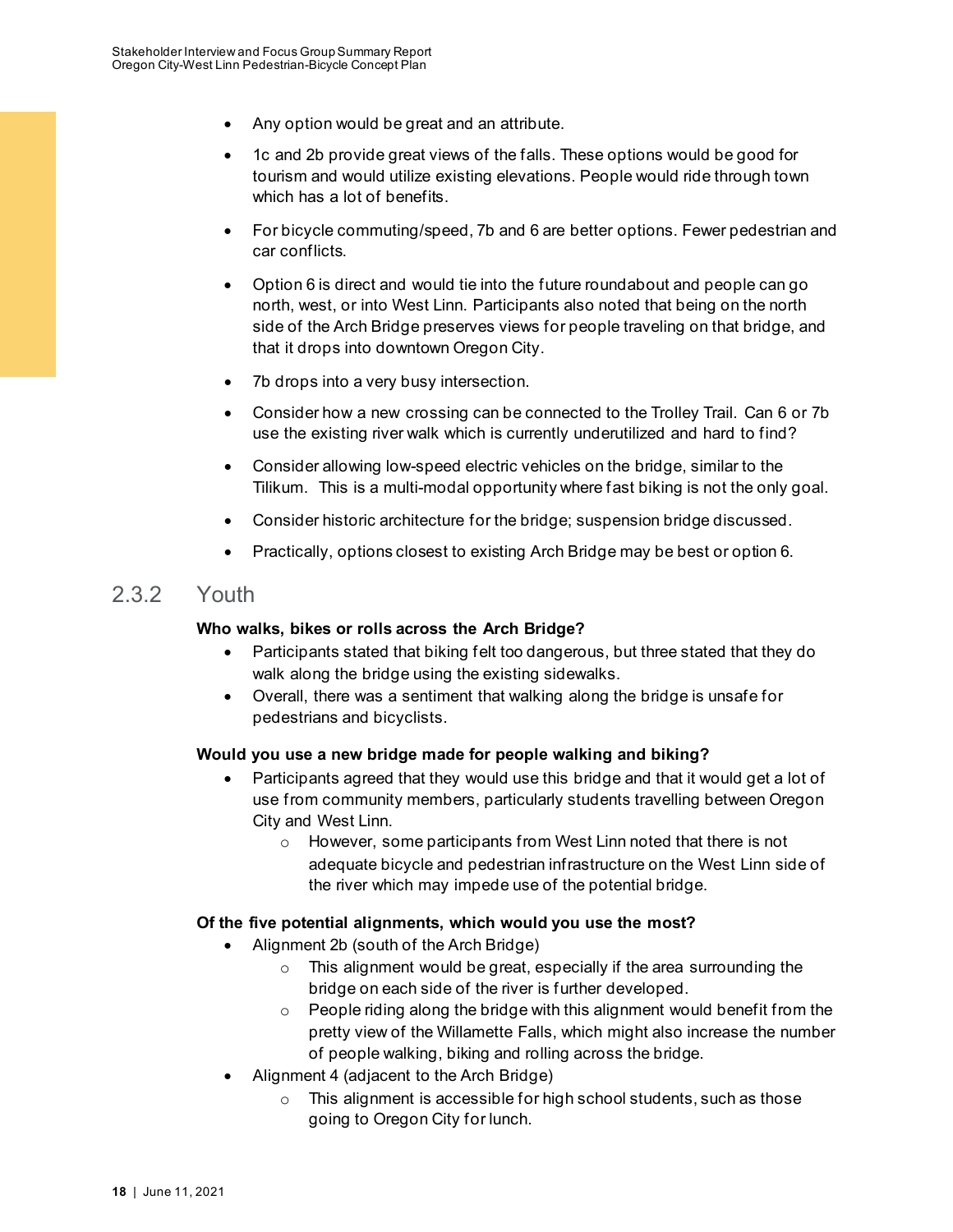- Any option would be great and an attribute.
- 1c and 2b provide great views of the falls. These options would be good for tourism and would utilize existing elevations. People would ride through town which has a lot of benefits.
- For bicycle commuting/speed, 7b and 6 are better options. Fewer pedestrian and car conflicts.
- Option 6 is direct and would tie into the future roundabout and people can go north, west, or into West Linn. Participants also noted that being on the north side of the Arch Bridge preserves views for people traveling on that bridge, and that it drops into downtown Oregon City.
- 7b drops into a very busy intersection.
- Consider how a new crossing can be connected to the Trolley Trail. Can 6 or 7b use the existing river walk which is currently underutilized and hard to find?
- Consider allowing low-speed electric vehicles on the bridge, similar to the Tilikum. This is a multi-modal opportunity where fast biking is not the only goal.
- Consider historic architecture for the bridge; suspension bridge discussed.
- Practically, options closest to existing Arch Bridge may be best or option 6.

### 2.3.2 Youth

**Who walks, bikes or rolls across the Arch Bridge?**

- Participants stated that biking felt too dangerous, but three stated that they do walk along the bridge using the existing sidewalks.
- Overall, there was a sentiment that walking along the bridge is unsafe for pedestrians and bicyclists.

**Would you use a new bridge made for people walking and biking?**

- Participants agreed that they would use this bridge and that it would get a lot of use from community members, particularly students travelling between Oregon City and West Linn.
  - However, some participants from West Linn noted that there is not adequate bicycle and pedestrian infrastructure on the West Linn side of the river which may impede use of the potential bridge.

**Of the five potential alignments, which would you use the most?**

- Alignment 2b (south of the Arch Bridge)
  - This alignment would be great, especially if the area surrounding the bridge on each side of the river is further developed.
  - People riding along the bridge with this alignment would benefit from the pretty view of the Willamette Falls, which might also increase the number of people walking, biking and rolling across the bridge.
- Alignment 4 (adjacent to the Arch Bridge)
  - This alignment is accessible for high school students, such as those going to Oregon City for lunch.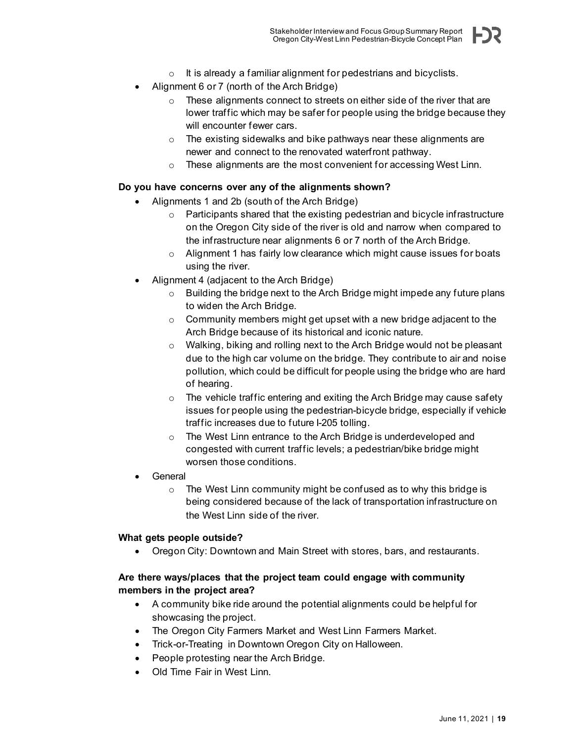- It is already a familiar alignment for pedestrians and bicyclists.
- Alignment 6 or 7 (north of the Arch Bridge)
  - These alignments connect to streets on either side of the river that are lower traffic which may be safer for people using the bridge because they will encounter fewer cars.
  - The existing sidewalks and bike pathways near these alignments are newer and connect to the renovated waterfront pathway.
  - These alignments are the most convenient for accessing West Linn.

**Do you have concerns over any of the alignments shown?**

- Alignments 1 and 2b (south of the Arch Bridge)
  - Participants shared that the existing pedestrian and bicycle infrastructure on the Oregon City side of the river is old and narrow when compared to the infrastructure near alignments 6 or 7 north of the Arch Bridge.
  - Alignment 1 has fairly low clearance which might cause issues for boats using the river.
- Alignment 4 (adjacent to the Arch Bridge)
  - Building the bridge next to the Arch Bridge might impede any future plans to widen the Arch Bridge.
  - Community members might get upset with a new bridge adjacent to the Arch Bridge because of its historical and iconic nature.
  - Walking, biking and rolling next to the Arch Bridge would not be pleasant due to the high car volume on the bridge. They contribute to air and noise pollution, which could be difficult for people using the bridge who are hard of hearing.
  - The vehicle traffic entering and exiting the Arch Bridge may cause safety issues for people using the pedestrian-bicycle bridge, especially if vehicle traffic increases due to future I-205 tolling.
  - The West Linn entrance to the Arch Bridge is underdeveloped and congested with current traffic levels; a pedestrian/bike bridge might worsen those conditions.
- General
  - The West Linn community might be confused as to why this bridge is being considered because of the lack of transportation infrastructure on the West Linn side of the river.

**What gets people outside?**

- Oregon City: Downtown and Main Street with stores, bars, and restaurants.

**Are there ways/places that the project team could engage with community members in the project area?**

- A community bike ride around the potential alignments could be helpful for showcasing the project.
- The Oregon City Farmers Market and West Linn Farmers Market.
- Trick-or-Treating in Downtown Oregon City on Halloween.
- People protesting near the Arch Bridge.
- Old Time Fair in West Linn.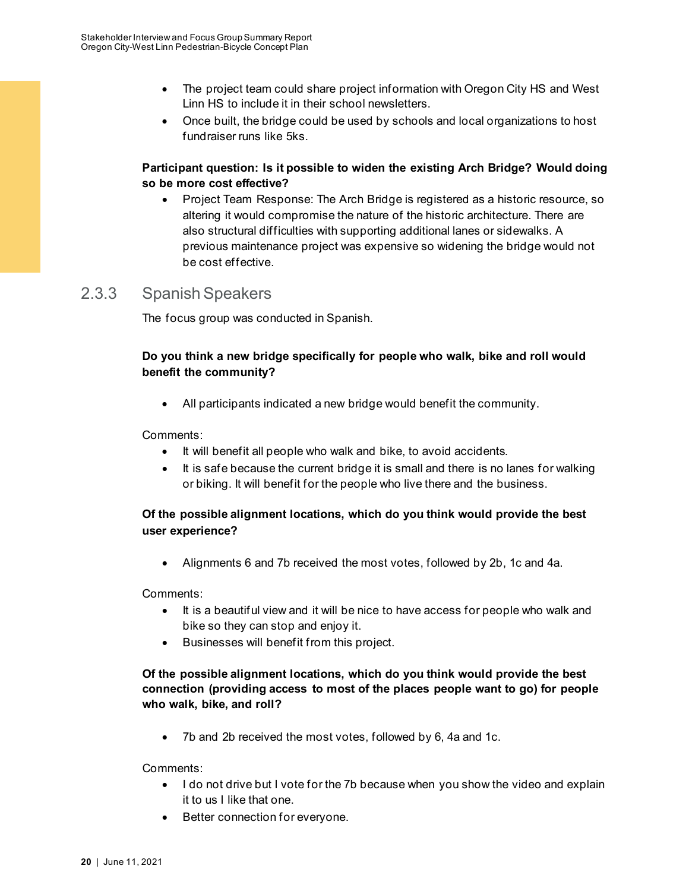- The project team could share project information with Oregon City HS and West Linn HS to include it in their school newsletters.
- Once built, the bridge could be used by schools and local organizations to host fundraiser runs like 5ks.

**Participant question: Is it possible to widen the existing Arch Bridge? Would doing so be more cost effective?**

- Project Team Response: The Arch Bridge is registered as a historic resource, so altering it would compromise the nature of the historic architecture. There are also structural difficulties with supporting additional lanes or sidewalks. A previous maintenance project was expensive so widening the bridge would not be cost effective.

### 2.3.3 Spanish Speakers

The focus group was conducted in Spanish.

**Do you think a new bridge specifically for people who walk, bike and roll would benefit the community?**

- All participants indicated a new bridge would benefit the community.

Comments:

- It will benefit all people who walk and bike, to avoid accidents.
- It is safe because the current bridge it is small and there is no lanes for walking or biking. It will benefit for the people who live there and the business.

**Of the possible alignment locations, which do you think would provide the best user experience?**

- Alignments 6 and 7b received the most votes, followed by 2b, 1c and 4a.

Comments:

- It is a beautiful view and it will be nice to have access for people who walk and bike so they can stop and enjoy it.
- Businesses will benefit from this project.

**Of the possible alignment locations, which do you think would provide the best connection (providing access to most of the places people want to go) for people who walk, bike, and roll?**

- 7b and 2b received the most votes, followed by 6, 4a and 1c.

Comments:

- I do not drive but I vote for the 7b because when you show the video and explain it to us I like that one.
- Better connection for everyone.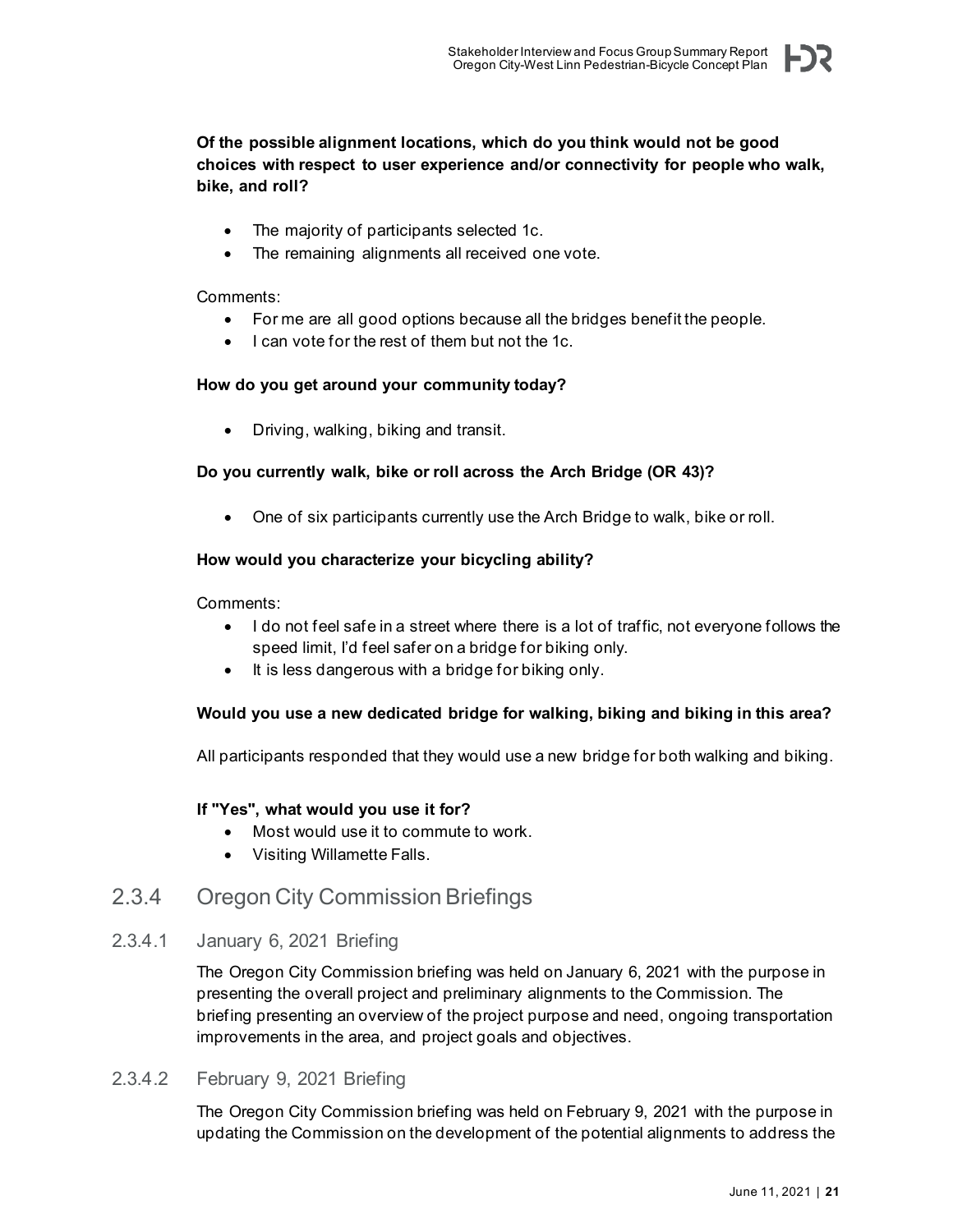**Of the possible alignment locations, which do you think would not be good choices with respect to user experience and/or connectivity for people who walk, bike, and roll?**

- The majority of participants selected 1c.
- The remaining alignments all received one vote.

Comments:

- For me are all good options because all the bridges benefit the people.
- I can vote for the rest of them but not the 1c.

**How do you get around your community today?**

- Driving, walking, biking and transit.

**Do you currently walk, bike or roll across the Arch Bridge (OR 43)?**

- One of six participants currently use the Arch Bridge to walk, bike or roll.

**How would you characterize your bicycling ability?**

Comments:

- I do not feel safe in a street where there is a lot of traffic, not everyone follows the speed limit, I'd feel safer on a bridge for biking only.
- It is less dangerous with a bridge for biking only.

**Would you use a new dedicated bridge for walking, biking and biking in this area?**

All participants responded that they would use a new bridge for both walking and biking.

**If "Yes", what would you use it for?**

- Most would use it to commute to work.
- Visiting Willamette Falls.

## 2.3.4 Oregon City Commission Briefings

### 2.3.4.1 January 6, 2021 Briefing

The Oregon City Commission briefing was held on January 6, 2021 with the purpose in presenting the overall project and preliminary alignments to the Commission. The briefing presenting an overview of the project purpose and need, ongoing transportation improvements in the area, and project goals and objectives.

### 2.3.4.2 February 9, 2021 Briefing

The Oregon City Commission briefing was held on February 9, 2021 with the purpose in updating the Commission on the development of the potential alignments to address the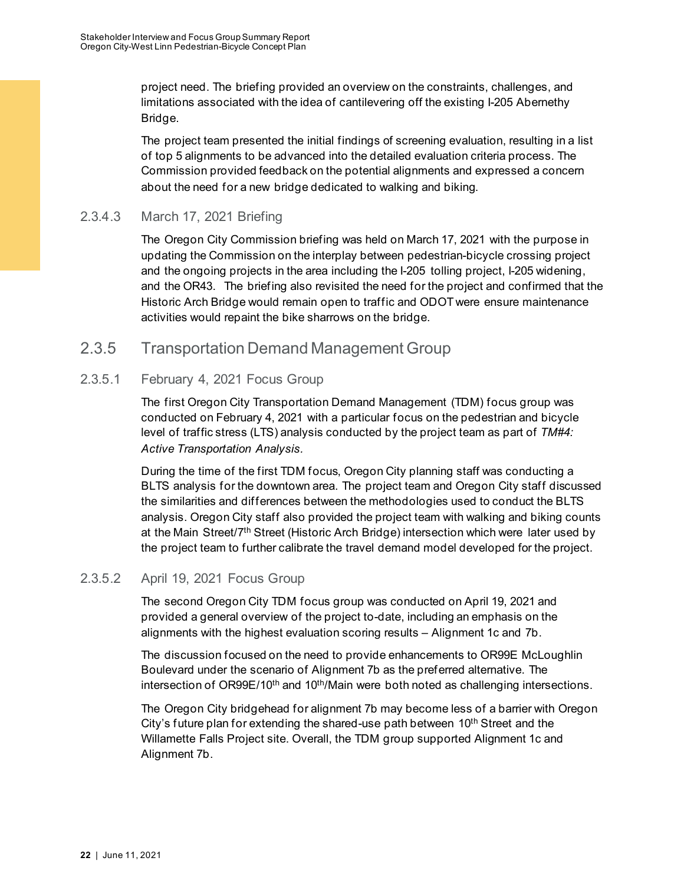project need. The briefing provided an overview on the constraints, challenges, and limitations associated with the idea of cantilevering off the existing I-205 Abernethy Bridge.

The project team presented the initial findings of screening evaluation, resulting in a list of top 5 alignments to be advanced into the detailed evaluation criteria process. The Commission provided feedback on the potential alignments and expressed a concern about the need for a new bridge dedicated to walking and biking.

#### 2.3.4.3 March 17, 2021 Briefing

The Oregon City Commission briefing was held on March 17, 2021 with the purpose in updating the Commission on the interplay between pedestrian-bicycle crossing project and the ongoing projects in the area including the I-205 tolling project, I-205 widening, and the OR43. The briefing also revisited the need for the project and confirmed that the Historic Arch Bridge would remain open to traffic and ODOT were ensure maintenance activities would repaint the bike sharrows on the bridge.

### 2.3.5 Transportation Demand Management Group

#### 2.3.5.1 February 4, 2021 Focus Group

The first Oregon City Transportation Demand Management (TDM) focus group was conducted on February 4, 2021 with a particular focus on the pedestrian and bicycle level of traffic stress (LTS) analysis conducted by the project team as part of *TM#4: Active Transportation Analysis*.

During the time of the first TDM focus, Oregon City planning staff was conducting a BLTS analysis for the downtown area. The project team and Oregon City staff discussed the similarities and differences between the methodologies used to conduct the BLTS analysis. Oregon City staff also provided the project team with walking and biking counts at the Main Street/7th Street (Historic Arch Bridge) intersection which were later used by the project team to further calibrate the travel demand model developed for the project.

#### 2.3.5.2 April 19, 2021 Focus Group

The second Oregon City TDM focus group was conducted on April 19, 2021 and provided a general overview of the project to-date, including an emphasis on the alignments with the highest evaluation scoring results – Alignment 1c and 7b.

The discussion focused on the need to provide enhancements to OR99E McLoughlin Boulevard under the scenario of Alignment 7b as the preferred alternative. The intersection of OR99E/10th and 10th/Main were both noted as challenging intersections.

The Oregon City bridgehead for alignment 7b may become less of a barrier with Oregon City's future plan for extending the shared-use path between 10th Street and the Willamette Falls Project site. Overall, the TDM group supported Alignment 1c and Alignment 7b.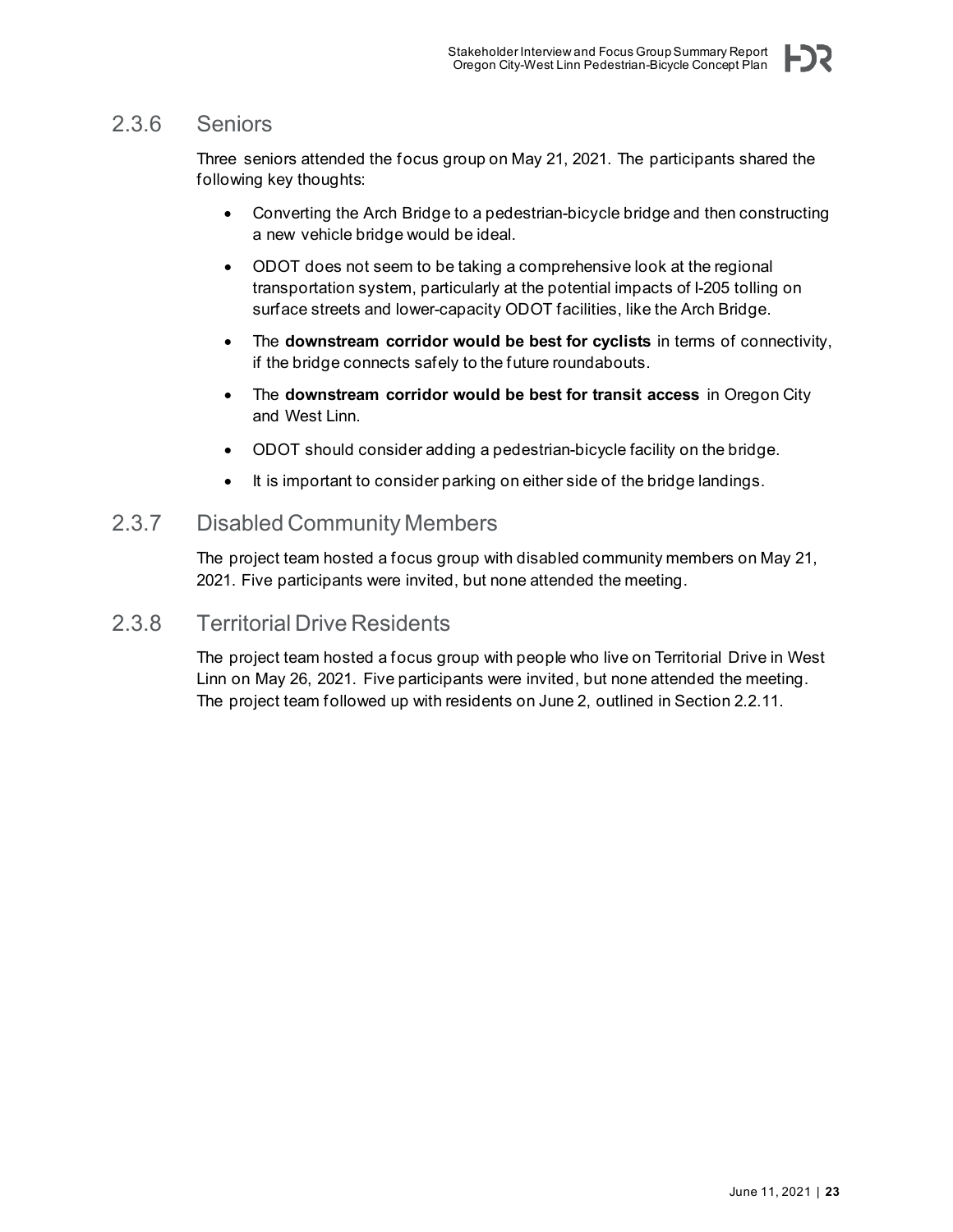### 2.3.6 Seniors

Three seniors attended the focus group on May 21, 2021. The participants shared the following key thoughts:

- Converting the Arch Bridge to a pedestrian-bicycle bridge and then constructing a new vehicle bridge would be ideal.
- ODOT does not seem to be taking a comprehensive look at the regional transportation system, particularly at the potential impacts of I-205 tolling on surface streets and lower-capacity ODOT facilities, like the Arch Bridge.
- The **downstream corridor would be best for cyclists** in terms of connectivity, if the bridge connects safely to the future roundabouts.
- The **downstream corridor would be best for transit access** in Oregon City and West Linn.
- ODOT should consider adding a pedestrian-bicycle facility on the bridge.
- It is important to consider parking on either side of the bridge landings.

### 2.3.7 Disabled Community Members

The project team hosted a focus group with disabled community members on May 21, 2021. Five participants were invited, but none attended the meeting.

### 2.3.8 Territorial Drive Residents

The project team hosted a focus group with people who live on Territorial Drive in West Linn on May 26, 2021. Five participants were invited, but none attended the meeting. The project team followed up with residents on June 2, outlined in Section 2.2.11.